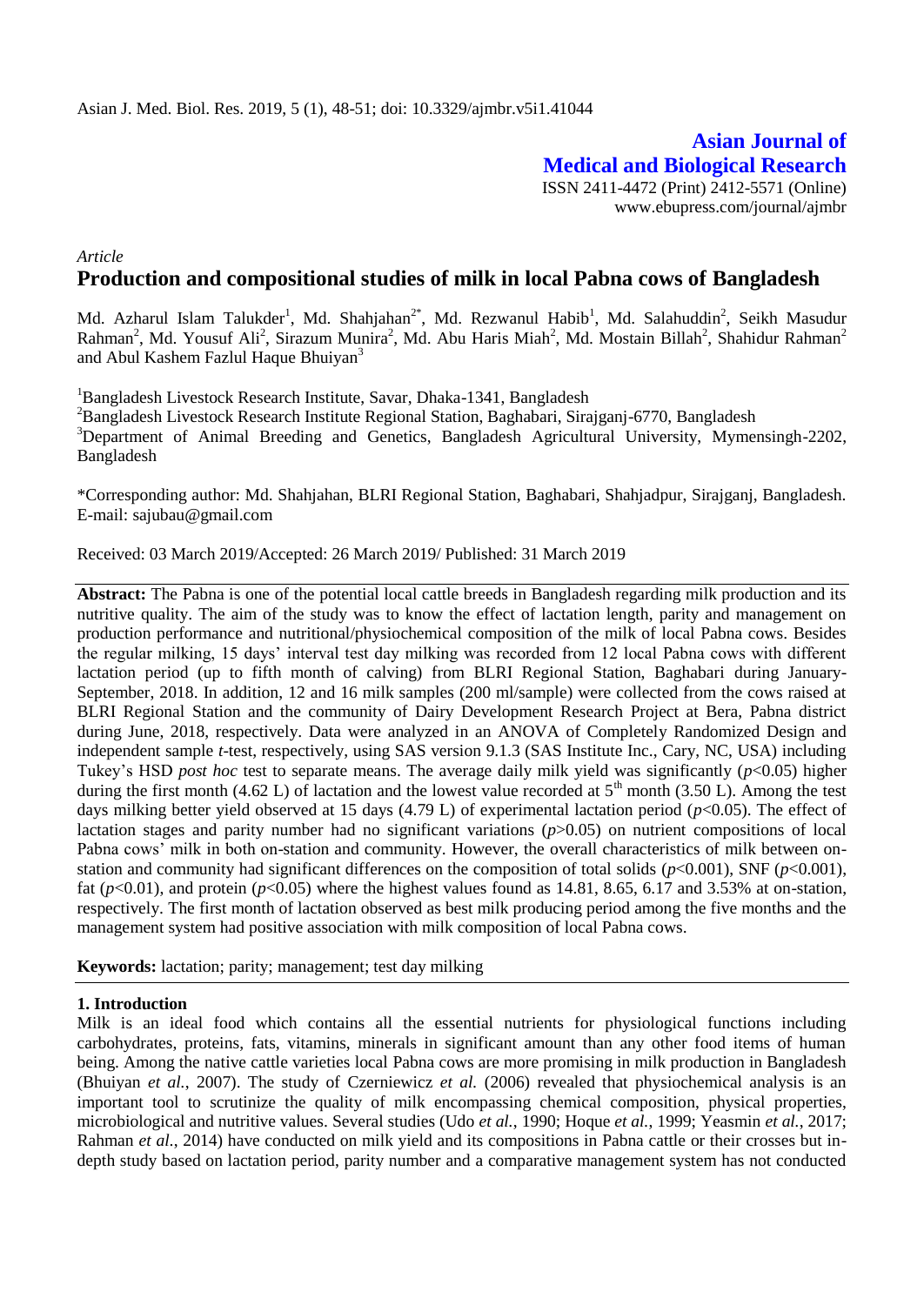**Asian Journal of Medical and Biological Research**

ISSN 2411-4472 (Print) 2412-5571 (Online)
www.ebupress.com/journal/ajmbr

*Article*

# Production and compositional studies of milk in local Pabna cows of Bangladesh

Md. Azharul Islam Talukder[1], Md. Shahjahan[2*], Md. Rezwanul Habib[1], Md. Salahuddin[2], Seikh Masudur Rahman[2], Md. Yousuf Ali[2], Sirazum Munira[2], Md. Abu Haris Miah[2], Md. Mostain Billah[2], Shahidur Rahman[2] and Abul Kashem Fazlul Haque Bhuiyan[3]

[1]Bangladesh Livestock Research Institute, Savar, Dhaka-1341, Bangladesh

[2]Bangladesh Livestock Research Institute Regional Station, Baghabari, Sirajganj-6770, Bangladesh

[3]Department of Animal Breeding and Genetics, Bangladesh Agricultural University, Mymensingh-2202, Bangladesh

*Corresponding author: Md. Shahjahan, BLRI Regional Station, Baghabari, Shahjadpur, Sirajganj, Bangladesh. E-mail: sajubau@gmail.com

Received: 03 March 2019/Accepted: 26 March 2019/ Published: 31 March 2019

**Abstract:** The Pabna is one of the potential local cattle breeds in Bangladesh regarding milk production and its nutritive quality. The aim of the study was to know the effect of lactation length, parity and management on production performance and nutritional/physiochemical composition of the milk of local Pabna cows. Besides the regular milking, 15 days' interval test day milking was recorded from 12 local Pabna cows with different lactation period (up to fifth month of calving) from BLRI Regional Station, Baghabari during January-September, 2018. In addition, 12 and 16 milk samples (200 ml/sample) were collected from the cows raised at BLRI Regional Station and the community of Dairy Development Research Project at Bera, Pabna district during June, 2018, respectively. Data were analyzed in an ANOVA of Completely Randomized Design and independent sample *t*-test, respectively, using SAS version 9.1.3 (SAS Institute Inc., Cary, NC, USA) including Tukey's HSD *post hoc* test to separate means. The average daily milk yield was significantly ($p$<0.05) higher during the first month (4.62 L) of lactation and the lowest value recorded at 5$^{th}$ month (3.50 L). Among the test days milking better yield observed at 15 days (4.79 L) of experimental lactation period ($p$<0.05). The effect of lactation stages and parity number had no significant variations ($p$>0.05) on nutrient compositions of local Pabna cows' milk in both on-station and community. However, the overall characteristics of milk between on-station and community had significant differences on the composition of total solids ($p$<0.001), SNF ($p$<0.001), fat ($p$<0.01), and protein ($p$<0.05) where the highest values found as 14.81, 8.65, 6.17 and 3.53% at on-station, respectively. The first month of lactation observed as best milk producing period among the five months and the management system had positive association with milk composition of local Pabna cows.

**Keywords:** lactation; parity; management; test day milking

## 1. Introduction

Milk is an ideal food which contains all the essential nutrients for physiological functions including carbohydrates, proteins, fats, vitamins, minerals in significant amount than any other food items of human being. Among the native cattle varieties local Pabna cows are more promising in milk production in Bangladesh (Bhuiyan *et al.*, 2007). The study of Czerniewicz *et al.* (2006) revealed that physiochemical analysis is an important tool to scrutinize the quality of milk encompassing chemical composition, physical properties, microbiological and nutritive values. Several studies (Udo *et al.*, 1990; Hoque *et al.*, 1999; Yeasmin *et al.*, 2017; Rahman *et al.*, 2014) have conducted on milk yield and its compositions in Pabna cattle or their crosses but in-depth study based on lactation period, parity number and a comparative management system has not conducted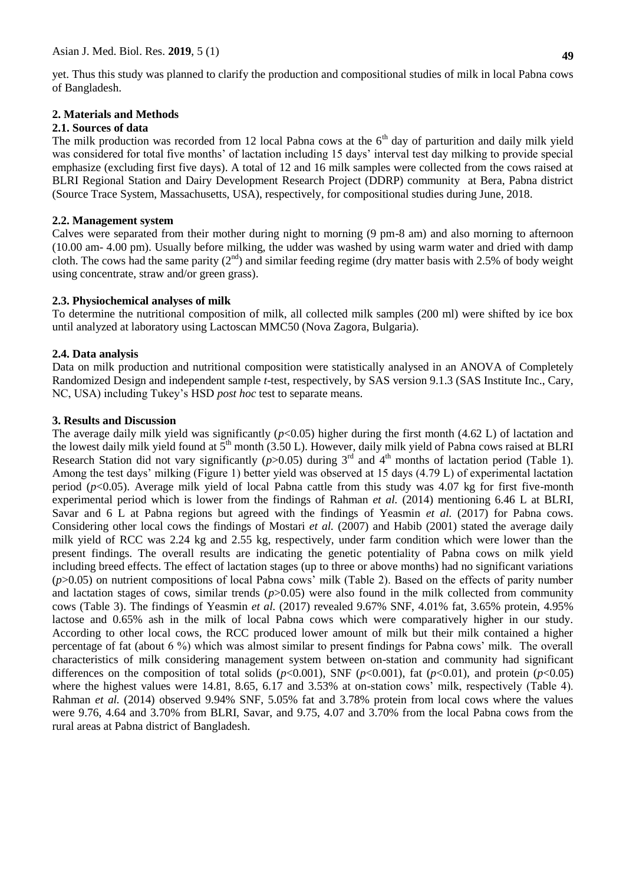yet. Thus this study was planned to clarify the production and compositional studies of milk in local Pabna cows of Bangladesh.

## 2. Materials and Methods

### 2.1. Sources of data

The milk production was recorded from 12 local Pabna cows at the 6th day of parturition and daily milk yield was considered for total five months' of lactation including 15 days' interval test day milking to provide special emphasize (excluding first five days). A total of 12 and 16 milk samples were collected from the cows raised at BLRI Regional Station and Dairy Development Research Project (DDRP) community at Bera, Pabna district (Source Trace System, Massachusetts, USA), respectively, for compositional studies during June, 2018.

### 2.2. Management system

Calves were separated from their mother during night to morning (9 pm-8 am) and also morning to afternoon (10.00 am- 4.00 pm). Usually before milking, the udder was washed by using warm water and dried with damp cloth. The cows had the same parity (2nd) and similar feeding regime (dry matter basis with 2.5% of body weight using concentrate, straw and/or green grass).

### 2.3. Physiochemical analyses of milk

To determine the nutritional composition of milk, all collected milk samples (200 ml) were shifted by ice box until analyzed at laboratory using Lactoscan MMC50 (Nova Zagora, Bulgaria).

### 2.4. Data analysis

Data on milk production and nutritional composition were statistically analysed in an ANOVA of Completely Randomized Design and independent sample *t*-test, respectively, by SAS version 9.1.3 (SAS Institute Inc., Cary, NC, USA) including Tukey's HSD *post hoc* test to separate means.

## 3. Results and Discussion

The average daily milk yield was significantly ($p<0.05$) higher during the first month (4.62 L) of lactation and the lowest daily milk yield found at 5th month (3.50 L). However, daily milk yield of Pabna cows raised at BLRI Research Station did not vary significantly ($p>0.05$) during 3rd and 4th months of lactation period (Table 1). Among the test days' milking (Figure 1) better yield was observed at 15 days (4.79 L) of experimental lactation period ($p<0.05$). Average milk yield of local Pabna cattle from this study was 4.07 kg for first five-month experimental period which is lower from the findings of Rahman *et al.* (2014) mentioning 6.46 L at BLRI, Savar and 6 L at Pabna regions but agreed with the findings of Yeasmin *et al.* (2017) for Pabna cows. Considering other local cows the findings of Mostari *et al.* (2007) and Habib (2001) stated the average daily milk yield of RCC was 2.24 kg and 2.55 kg, respectively, under farm condition which were lower than the present findings. The overall results are indicating the genetic potentiality of Pabna cows on milk yield including breed effects. The effect of lactation stages (up to three or above months) had no significant variations ($p>0.05$) on nutrient compositions of local Pabna cows' milk (Table 2). Based on the effects of parity number and lactation stages of cows, similar trends ($p>0.05$) were also found in the milk collected from community cows (Table 3). The findings of Yeasmin *et al.* (2017) revealed 9.67% SNF, 4.01% fat, 3.65% protein, 4.95% lactose and 0.65% ash in the milk of local Pabna cows which were comparatively higher in our study. According to other local cows, the RCC produced lower amount of milk but their milk contained a higher percentage of fat (about 6 %) which was almost similar to present findings for Pabna cows' milk. The overall characteristics of milk considering management system between on-station and community had significant differences on the composition of total solids ($p<0.001$), SNF ($p<0.001$), fat ($p<0.01$), and protein ($p<0.05$) where the highest values were 14.81, 8.65, 6.17 and 3.53% at on-station cows' milk, respectively (Table 4). Rahman *et al.* (2014) observed 9.94% SNF, 5.05% fat and 3.78% protein from local cows where the values were 9.76, 4.64 and 3.70% from BLRI, Savar, and 9.75, 4.07 and 3.70% from the local Pabna cows from the rural areas at Pabna district of Bangladesh.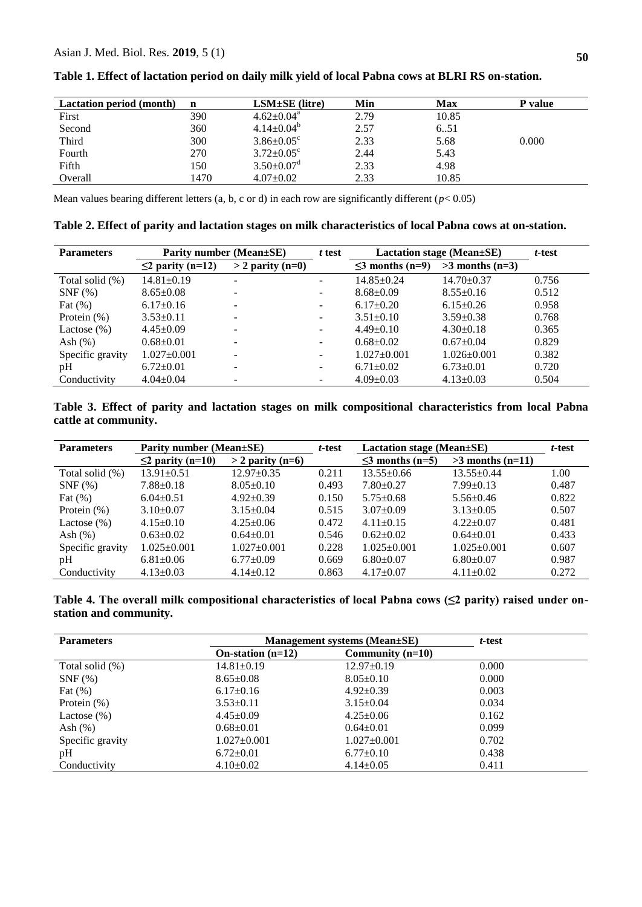**Table 1. Effect of lactation period on daily milk yield of local Pabna cows at BLRI RS on-station.**

| Lactation period (month) | n | LSM±SE (litre) | Min | Max | P value |
|---|---|---|---|---|---|
| First | 390 | $4.62\pm0.04^{a}$ | 2.79 | 10.85 | |
| Second | 360 | $4.14\pm0.04^{b}$ | 2.57 | 6..51 | |
| Third | 300 | $3.86\pm0.05^{c}$ | 2.33 | 5.68 | 0.000 |
| Fourth | 270 | $3.72\pm0.05^{c}$ | 2.44 | 5.43 | |
| Fifth | 150 | $3.50\pm0.07^{d}$ | 2.33 | 4.98 | |
| Overall | 1470 | 4.07±0.02 | 2.33 | 10.85 | |

Mean values bearing different letters (a, b, c or d) in each row are significantly different ($p < 0.05$)

**Table 2. Effect of parity and lactation stages on milk characteristics of local Pabna cows at on-station.**

| Parameters | Parity number (Mean±SE) | | *t* test | Lactation stage (Mean±SE) | | *t*-test |
|---|---|---|---|---|---|---|
| | ≤2 parity (n=12) | > 2 parity (n=0) | | ≤3 months (n=9) | >3 months (n=3) | |
| Total solid (%) | 14.81±0.19 | - | - | 14.85±0.24 | 14.70±0.37 | 0.756 |
| SNF (%) | 8.65±0.08 | - | - | 8.68±0.09 | 8.55±0.16 | 0.512 |
| Fat (%) | 6.17±0.16 | - | - | 6.17±0.20 | 6.15±0.26 | 0.958 |
| Protein (%) | 3.53±0.11 | - | - | 3.51±0.10 | 3.59±0.38 | 0.768 |
| Lactose (%) | 4.45±0.09 | - | - | 4.49±0.10 | 4.30±0.18 | 0.365 |
| Ash (%) | 0.68±0.01 | - | - | 0.68±0.02 | 0.67±0.04 | 0.829 |
| Specific gravity | 1.027±0.001 | - | - | 1.027±0.001 | 1.026±0.001 | 0.382 |
| pH | 6.72±0.01 | - | - | 6.71±0.02 | 6.73±0.01 | 0.720 |
| Conductivity | 4.04±0.04 | - | - | 4.09±0.03 | 4.13±0.03 | 0.504 |

**Table 3. Effect of parity and lactation stages on milk compositional characteristics from local Pabna cattle at community.**

| Parameters | Parity number (Mean±SE) | | *t*-test | Lactation stage (Mean±SE) | | *t*-test |
|---|---|---|---|---|---|---|
| | ≤2 parity (n=10) | > 2 parity (n=6) | | ≤3 months (n=5) | >3 months (n=11) | |
| Total solid (%) | 13.91±0.51 | 12.97±0.35 | 0.211 | 13.55±0.66 | 13.55±0.44 | 1.00 |
| SNF (%) | 7.88±0.18 | 8.05±0.10 | 0.493 | 7.80±0.27 | 7.99±0.13 | 0.487 |
| Fat (%) | 6.04±0.51 | 4.92±0.39 | 0.150 | 5.75±0.68 | 5.56±0.46 | 0.822 |
| Protein (%) | 3.10±0.07 | 3.15±0.04 | 0.515 | 3.07±0.09 | 3.13±0.05 | 0.507 |
| Lactose (%) | 4.15±0.10 | 4.25±0.06 | 0.472 | 4.11±0.15 | 4.22±0.07 | 0.481 |
| Ash (%) | 0.63±0.02 | 0.64±0.01 | 0.546 | 0.62±0.02 | 0.64±0.01 | 0.433 |
| Specific gravity | 1.025±0.001 | 1.027±0.001 | 0.228 | 1.025±0.001 | 1.025±0.001 | 0.607 |
| pH | 6.81±0.06 | 6.77±0.09 | 0.669 | 6.80±0.07 | 6.80±0.07 | 0.987 |
| Conductivity | 4.13±0.03 | 4.14±0.12 | 0.863 | 4.17±0.07 | 4.11±0.02 | 0.272 |

**Table 4. The overall milk compositional characteristics of local Pabna cows (≤2 parity) raised under on-station and community.**

| Parameters | Management systems (Mean±SE) | | *t*-test |
|---|---|---|---|
| | On-station (n=12) | Community (n=10) | |
| Total solid (%) | 14.81±0.19 | 12.97±0.19 | 0.000 |
| SNF (%) | 8.65±0.08 | 8.05±0.10 | 0.000 |
| Fat (%) | 6.17±0.16 | 4.92±0.39 | 0.003 |
| Protein (%) | 3.53±0.11 | 3.15±0.04 | 0.034 |
| Lactose (%) | 4.45±0.09 | 4.25±0.06 | 0.162 |
| Ash (%) | 0.68±0.01 | 0.64±0.01 | 0.099 |
| Specific gravity | 1.027±0.001 | 1.027±0.001 | 0.702 |
| pH | 6.72±0.01 | 6.77±0.10 | 0.438 |
| Conductivity | 4.10±0.02 | 4.14±0.05 | 0.411 |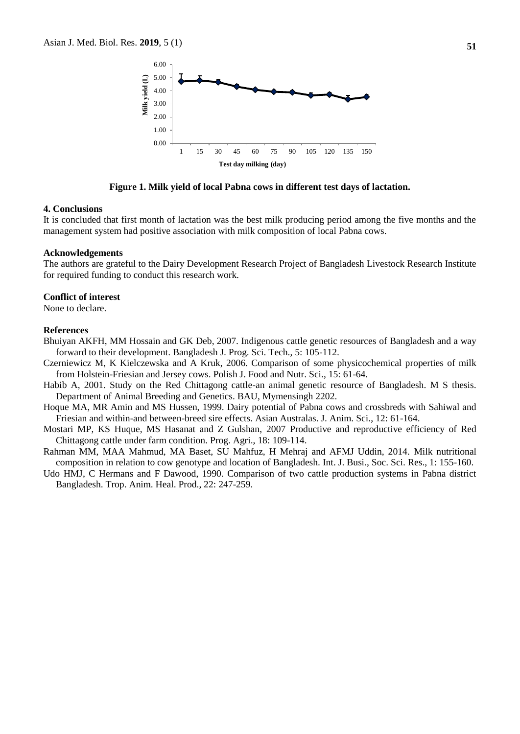6.00
5.00
4.00
3.00
2.00
1.00
0.00

Milk yield (L)

1 15 30 45 60 75 90 105 120 135 150

Test day milking (day)

**Figure 1. Milk yield of local Pabna cows in different test days of lactation.**

## 4. Conclusions

It is concluded that first month of lactation was the best milk producing period among the five months and the management system had positive association with milk composition of local Pabna cows.

## Acknowledgements

The authors are grateful to the Dairy Development Research Project of Bangladesh Livestock Research Institute for required funding to conduct this research work.

## Conflict of interest

None to declare.

## References

Bhuiyan AKFH, MM Hossain and GK Deb, 2007. Indigenous cattle genetic resources of Bangladesh and a way forward to their development. Bangladesh J. Prog. Sci. Tech., 5: 105-112.

Czerniewicz M, K Kielczewska and A Kruk, 2006. Comparison of some physicochemical properties of milk from Holstein-Friesian and Jersey cows. Polish J. Food and Nutr. Sci., 15: 61-64.

Habib A, 2001. Study on the Red Chittagong cattle-an animal genetic resource of Bangladesh. M S thesis. Department of Animal Breeding and Genetics. BAU, Mymensingh 2202.

Hoque MA, MR Amin and MS Hussen, 1999. Dairy potential of Pabna cows and crossbreds with Sahiwal and Friesian and within-and between-breed sire effects. Asian Australas. J. Anim. Sci., 12: 61-164.

Mostari MP, KS Huque, MS Hasanat and Z Gulshan, 2007 Productive and reproductive efficiency of Red Chittagong cattle under farm condition. Prog. Agri., 18: 109-114.

Rahman MM, MAA Mahmud, MA Baset, SU Mahfuz, H Mehraj and AFMJ Uddin, 2014. Milk nutritional composition in relation to cow genotype and location of Bangladesh. Int. J. Busi., Soc. Sci. Res., 1: 155-160.

Udo HMJ, C Hermans and F Dawood, 1990. Comparison of two cattle production systems in Pabna district Bangladesh. Trop. Anim. Heal. Prod., 22: 247-259.